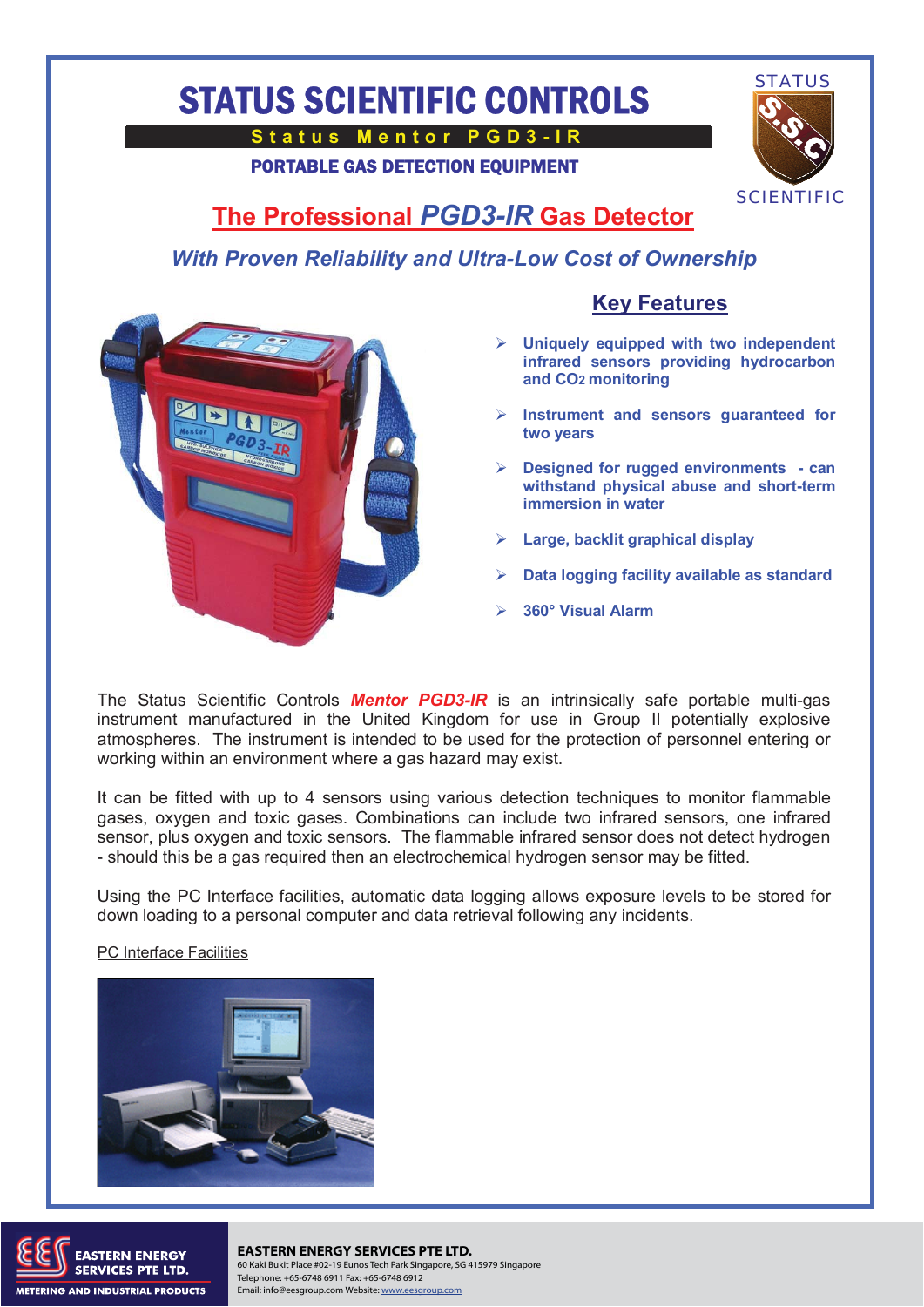# STATUS SCIENTIFIC CONTROLS

**Status Mentor PGD3-IR**

**PORTABLE GAS DETECTION EQUIPMENT**

STATUS S.S.C SCIENTIFIC

## The Professional *PGD3-IR* Gas Detector

### *With Proven Reliability and Ultra-Low Cost of Ownership*

### Key Features

- **Uniquely equipped with two independent infrared sensors providing hydrocarbon and $CO_2$ monitoring**
- **Instrument and sensors guaranteed for two years**
- **Designed for rugged environments - can withstand physical abuse and short-term immersion in water**
- **Large, backlit graphical display**
- **Data logging facility available as standard**
- **360° Visual Alarm**

The Status Scientific Controls ***Mentor PGD3-IR*** is an intrinsically safe portable multi-gas instrument manufactured in the United Kingdom for use in Group II potentially explosive atmospheres. The instrument is intended to be used for the protection of personnel entering or working within an environment where a gas hazard may exist.

It can be fitted with up to 4 sensors using various detection techniques to monitor flammable gases, oxygen and toxic gases. Combinations can include two infrared sensors, one infrared sensor, plus oxygen and toxic sensors. The flammable infrared sensor does not detect hydrogen - should this be a gas required then an electrochemical hydrogen sensor may be fitted.

Using the PC Interface facilities, automatic data logging allows exposure levels to be stored for down loading to a personal computer and data retrieval following any incidents.

PC Interface Facilities

**EASTERN ENERGY SERVICES PTE LTD.**
METERING AND INDUSTRIAL PRODUCTS
60 Kaki Bukit Place #02-19 Eunos Tech Park Singapore, SG 415979 Singapore
Telephone: +65-6748 6911 Fax: +65-6748 6912
Email: info@eesgroup.com Website: www.eesgroup.com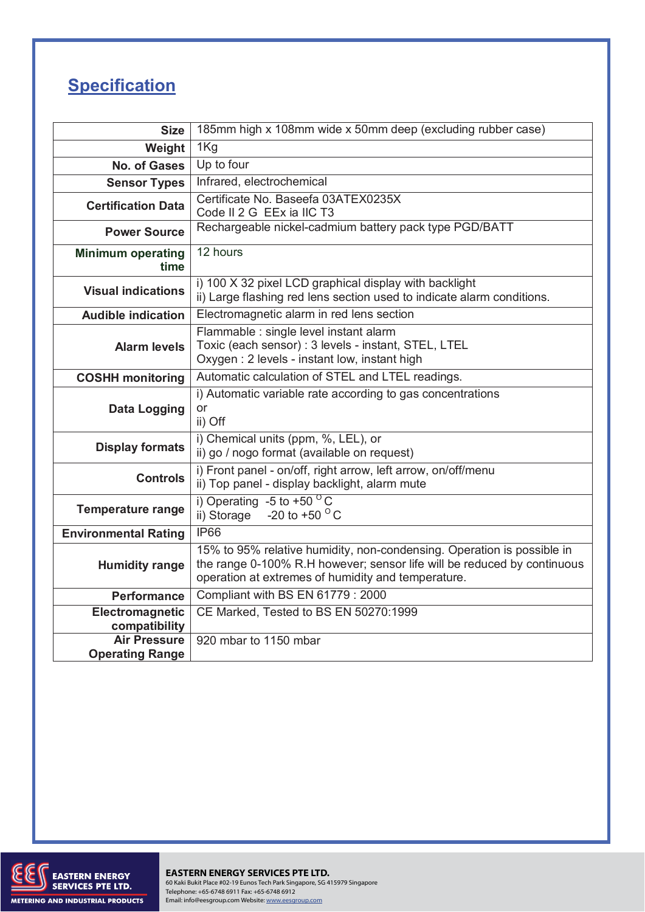## Specification

| | |
|---|---|
| **Size** | 185mm high x 108mm wide x 50mm deep (excluding rubber case) |
| **Weight** | 1Kg |
| **No. of Gases** | Up to four |
| **Sensor Types** | Infrared, electrochemical |
| **Certification Data** | Certificate No. Baseefa 03ATEX0235X<br>Code II 2 G EEx ia IIC T3 |
| **Power Source** | Rechargeable nickel-cadmium battery pack type PGD/BATT |
| **Minimum operating time** | 12 hours |
| **Visual indications** | i) 100 X 32 pixel LCD graphical display with backlight<br>ii) Large flashing red lens section used to indicate alarm conditions. |
| **Audible indication** | Electromagnetic alarm in red lens section |
| **Alarm levels** | Flammable : single level instant alarm<br>Toxic (each sensor) : 3 levels - instant, STEL, LTEL<br>Oxygen : 2 levels - instant low, instant high |
| **COSHH monitoring** | Automatic calculation of STEL and LTEL readings. |
| **Data Logging** | i) Automatic variable rate according to gas concentrations<br>or<br>ii) Off |
| **Display formats** | i) Chemical units (ppm, %, LEL), or<br>ii) go / nogo format (available on request) |
| **Controls** | i) Front panel - on/off, right arrow, left arrow, on/off/menu<br>ii) Top panel - display backlight, alarm mute |
| **Temperature range** | i) Operating -5 to +50 $^{O}$C<br>ii) Storage -20 to +50 $^{O}$C |
| **Environmental Rating** | IP66 |
| **Humidity range** | 15% to 95% relative humidity, non-condensing. Operation is possible in the range 0-100% R.H however; sensor life will be reduced by continuous operation at extremes of humidity and temperature. |
| **Performance** | Compliant with BS EN 61779 : 2000 |
| **Electromagnetic compatibility** | CE Marked, Tested to BS EN 50270:1999 |
| **Air Pressure Operating Range** | 920 mbar to 1150 mbar |

EASTERN ENERGY SERVICES PTE LTD.
METERING AND INDUSTRIAL PRODUCTS

**EASTERN ENERGY SERVICES PTE LTD.**
60 Kaki Bukit Place #02-19 Eunos Tech Park Singapore, SG 415979 Singapore
Telephone: +65-6748 6911 Fax: +65-6748 6912
Email: info@eesgroup.com Website: www.eesgroup.com